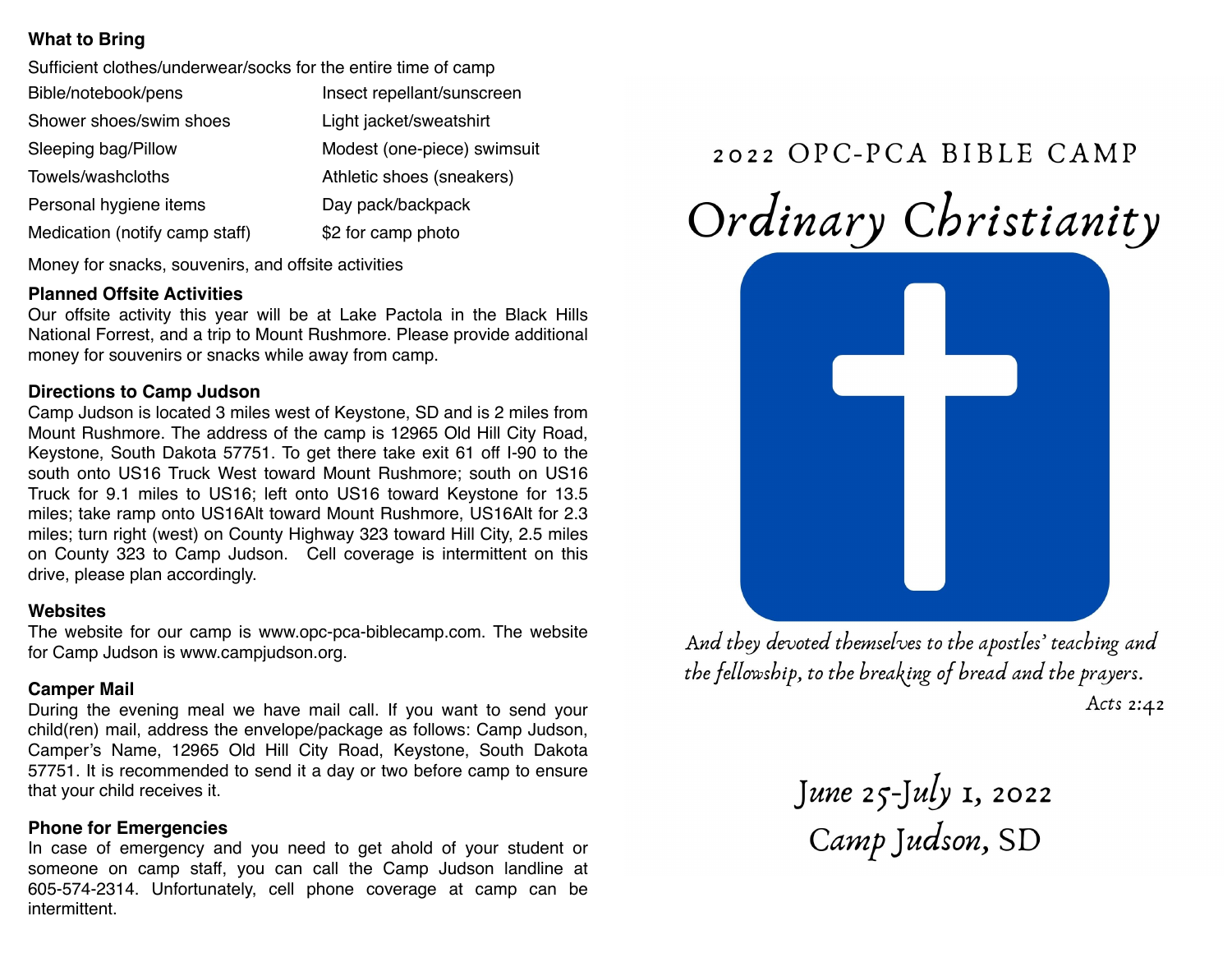### What to Bring

Sufficient clothes/underwear/socks for the entire time of camp

- Bible/notebook/pens
- Shower shoes/swim shoes
- Sleeping bag/Pillow
- Towels/washcloths
- Personal hygiene items
- Medication (notify camp staff)
- Insect repellant/sunscreen
- Light jacket/sweatshirt
- Modest (one-piece) swimsuit
- Athletic shoes (sneakers)
- Day pack/backpack
- $2 for camp photo

Money for snacks, souvenirs, and offsite activities

### Planned Offsite Activities

Our offsite activity this year will be at Lake Pactola in the Black Hills National Forrest, and a trip to Mount Rushmore. Please provide additional money for souvenirs or snacks while away from camp.

### Directions to Camp Judson

Camp Judson is located 3 miles west of Keystone, SD and is 2 miles from Mount Rushmore. The address of the camp is 12965 Old Hill City Road, Keystone, South Dakota 57751. To get there take exit 61 off I-90 to the south onto US16 Truck West toward Mount Rushmore; south on US16 Truck for 9.1 miles to US16; left onto US16 toward Keystone for 13.5 miles; take ramp onto US16Alt toward Mount Rushmore, US16Alt for 2.3 miles; turn right (west) on County Highway 323 toward Hill City, 2.5 miles on County 323 to Camp Judson. Cell coverage is intermittent on this drive, please plan accordingly.

### Websites

The website for our camp is www.opc-pca-biblecamp.com. The website for Camp Judson is www.campjudson.org.

### Camper Mail

During the evening meal we have mail call. If you want to send your child(ren) mail, address the envelope/package as follows: Camp Judson, Camper's Name, 12965 Old Hill City Road, Keystone, South Dakota 57751. It is recommended to send it a day or two before camp to ensure that your child receives it.

### Phone for Emergencies

In case of emergency and you need to get ahold of your student or someone on camp staff, you can call the Camp Judson landline at 605-574-2314. Unfortunately, cell phone coverage at camp can be intermittent.

## 2022 OPC-PCA BIBLE CAMP

# *Ordinary Christianity*

*And they devoted themselves to the apostles' teaching and the fellowship, to the breaking of bread and the prayers.*

*Acts 2:42*

*June 25-July 1, 2022*

*Camp Judson, SD*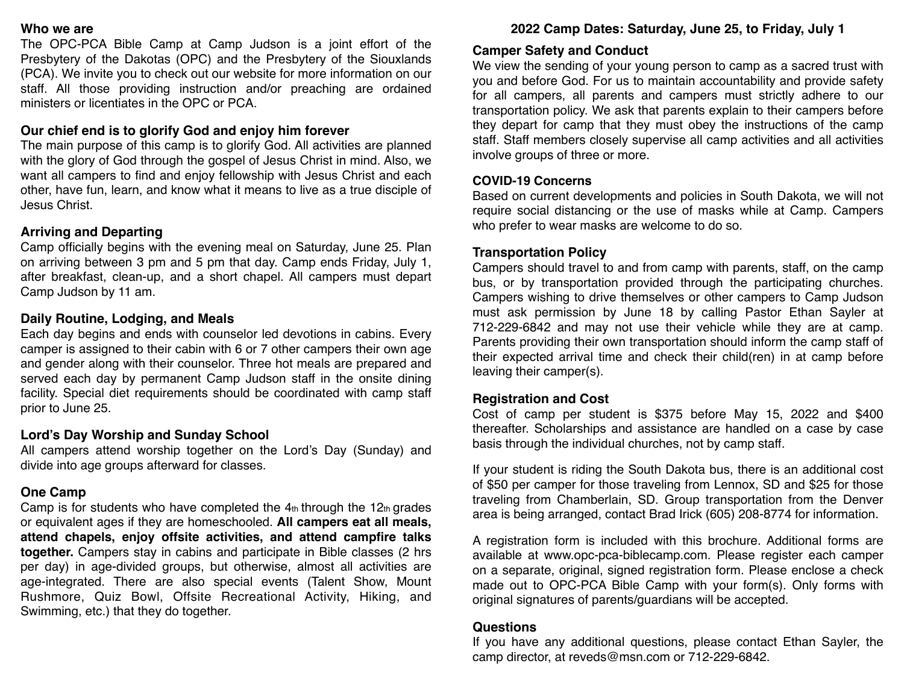## Who we are

The OPC-PCA Bible Camp at Camp Judson is a joint effort of the Presbytery of the Dakotas (OPC) and the Presbytery of the Siouxlands (PCA). We invite you to check out our website for more information on our staff. All those providing instruction and/or preaching are ordained ministers or licentiates in the OPC or PCA.

## Our chief end is to glorify God and enjoy him forever

The main purpose of this camp is to glorify God. All activities are planned with the glory of God through the gospel of Jesus Christ in mind. Also, we want all campers to find and enjoy fellowship with Jesus Christ and each other, have fun, learn, and know what it means to live as a true disciple of Jesus Christ.

## Arriving and Departing

Camp officially begins with the evening meal on Saturday, June 25. Plan on arriving between 3 pm and 5 pm that day. Camp ends Friday, July 1, after breakfast, clean-up, and a short chapel. All campers must depart Camp Judson by 11 am.

## Daily Routine, Lodging, and Meals

Each day begins and ends with counselor led devotions in cabins. Every camper is assigned to their cabin with 6 or 7 other campers their own age and gender along with their counselor. Three hot meals are prepared and served each day by permanent Camp Judson staff in the onsite dining facility. Special diet requirements should be coordinated with camp staff prior to June 25.

## Lord's Day Worship and Sunday School

All campers attend worship together on the Lord's Day (Sunday) and divide into age groups afterward for classes.

## One Camp

Camp is for students who have completed the 4th through the 12th grades or equivalent ages if they are homeschooled. **All campers eat all meals, attend chapels, enjoy offsite activities, and attend campfire talks together.** Campers stay in cabins and participate in Bible classes (2 hrs per day) in age-divided groups, but otherwise, almost all activities are age-integrated. There are also special events (Talent Show, Mount Rushmore, Quiz Bowl, Offsite Recreational Activity, Hiking, and Swimming, etc.) that they do together.

## 2022 Camp Dates: Saturday, June 25, to Friday, July 1

## Camper Safety and Conduct

We view the sending of your young person to camp as a sacred trust with you and before God. For us to maintain accountability and provide safety for all campers, all parents and campers must strictly adhere to our transportation policy. We ask that parents explain to their campers before they depart for camp that they must obey the instructions of the camp staff. Staff members closely supervise all camp activities and all activities involve groups of three or more.

## COVID-19 Concerns

Based on current developments and policies in South Dakota, we will not require social distancing or the use of masks while at Camp. Campers who prefer to wear masks are welcome to do so.

## Transportation Policy

Campers should travel to and from camp with parents, staff, on the camp bus, or by transportation provided through the participating churches. Campers wishing to drive themselves or other campers to Camp Judson must ask permission by June 18 by calling Pastor Ethan Sayler at 712-229-6842 and may not use their vehicle while they are at camp. Parents providing their own transportation should inform the camp staff of their expected arrival time and check their child(ren) in at camp before leaving their camper(s).

## Registration and Cost

Cost of camp per student is $375 before May 15, 2022 and $400 thereafter. Scholarships and assistance are handled on a case by case basis through the individual churches, not by camp staff.

If your student is riding the South Dakota bus, there is an additional cost of $50 per camper for those traveling from Lennox, SD and $25 for those traveling from Chamberlain, SD. Group transportation from the Denver area is being arranged, contact Brad Irick (605) 208-8774 for information.

A registration form is included with this brochure. Additional forms are available at www.opc-pca-biblecamp.com. Please register each camper on a separate, original, signed registration form. Please enclose a check made out to OPC-PCA Bible Camp with your form(s). Only forms with original signatures of parents/guardians will be accepted.

## Questions

If you have any additional questions, please contact Ethan Sayler, the camp director, at reveds@msn.com or 712-229-6842.